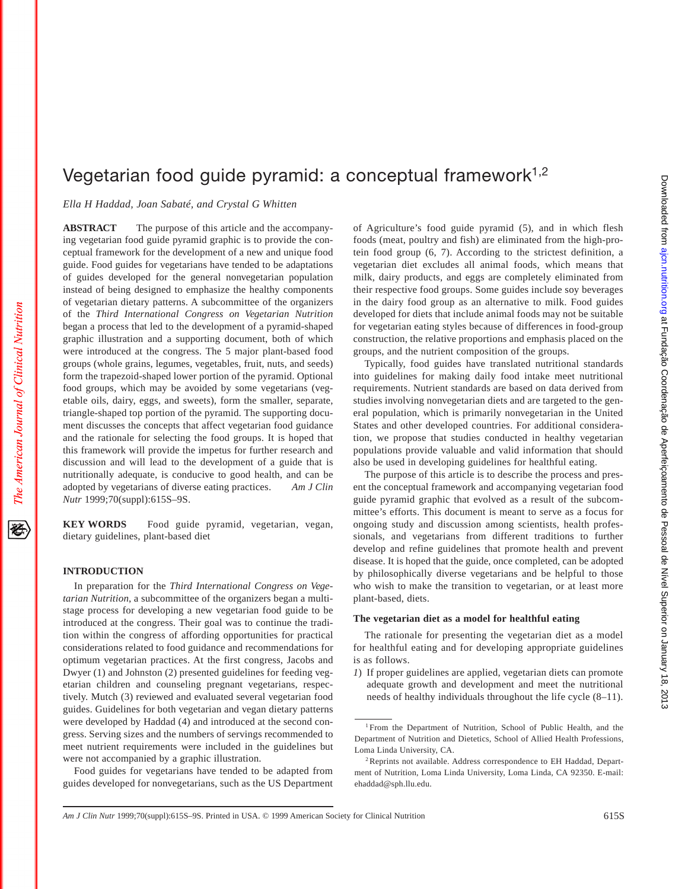# Vegetarian food guide pyramid: a conceptual framework[1,2]

*Ella H Haddad, Joan Sabaté, and Crystal G Whitten*

**ABSTRACT** The purpose of this article and the accompanying vegetarian food guide pyramid graphic is to provide the conceptual framework for the development of a new and unique food guide. Food guides for vegetarians have tended to be adaptations of guides developed for the general nonvegetarian population instead of being designed to emphasize the healthy components of vegetarian dietary patterns. A subcommittee of the organizers of the *Third International Congress on Vegetarian Nutrition* began a process that led to the development of a pyramid-shaped graphic illustration and a supporting document, both of which were introduced at the congress. The 5 major plant-based food groups (whole grains, legumes, vegetables, fruit, nuts, and seeds) form the trapezoid-shaped lower portion of the pyramid. Optional food groups, which may be avoided by some vegetarians (vegetable oils, dairy, eggs, and sweets), form the smaller, separate, triangle-shaped top portion of the pyramid. The supporting document discusses the concepts that affect vegetarian food guidance and the rationale for selecting the food groups. It is hoped that this framework will provide the impetus for further research and discussion and will lead to the development of a guide that is nutritionally adequate, is conducive to good health, and can be adopted by vegetarians of diverse eating practices. *Am J Clin Nutr* 1999;70(suppl):615S–9S.

**KEY WORDS** Food guide pyramid, vegetarian, vegan, dietary guidelines, plant-based diet

## INTRODUCTION

In preparation for the *Third International Congress on Vegetarian Nutrition*, a subcommittee of the organizers began a multistage process for developing a new vegetarian food guide to be introduced at the congress. Their goal was to continue the tradition within the congress of affording opportunities for practical considerations related to food guidance and recommendations for optimum vegetarian practices. At the first congress, Jacobs and Dwyer (1) and Johnston (2) presented guidelines for feeding vegetarian children and counseling pregnant vegetarians, respectively. Mutch (3) reviewed and evaluated several vegetarian food guides. Guidelines for both vegetarian and vegan dietary patterns were developed by Haddad (4) and introduced at the second congress. Serving sizes and the numbers of servings recommended to meet nutrient requirements were included in the guidelines but were not accompanied by a graphic illustration.

Food guides for vegetarians have tended to be adapted from guides developed for nonvegetarians, such as the US Department of Agriculture's food guide pyramid (5), and in which flesh foods (meat, poultry and fish) are eliminated from the high-protein food group (6, 7). According to the strictest definition, a vegetarian diet excludes all animal foods, which means that milk, dairy products, and eggs are completely eliminated from their respective food groups. Some guides include soy beverages in the dairy food group as an alternative to milk. Food guides developed for diets that include animal foods may not be suitable for vegetarian eating styles because of differences in food-group construction, the relative proportions and emphasis placed on the groups, and the nutrient composition of the groups.

Typically, food guides have translated nutritional standards into guidelines for making daily food intake meet nutritional requirements. Nutrient standards are based on data derived from studies involving nonvegetarian diets and are targeted to the general population, which is primarily nonvegetarian in the United States and other developed countries. For additional consideration, we propose that studies conducted in healthy vegetarian populations provide valuable and valid information that should also be used in developing guidelines for healthful eating.

The purpose of this article is to describe the process and present the conceptual framework and accompanying vegetarian food guide pyramid graphic that evolved as a result of the subcommittee's efforts. This document is meant to serve as a focus for ongoing study and discussion among scientists, health professionals, and vegetarians from different traditions to further develop and refine guidelines that promote health and prevent disease. It is hoped that the guide, once completed, can be adopted by philosophically diverse vegetarians and be helpful to those who wish to make the transition to vegetarian, or at least more plant-based, diets.

### The vegetarian diet as a model for healthful eating

The rationale for presenting the vegetarian diet as a model for healthful eating and for developing appropriate guidelines is as follows.

*1*) If proper guidelines are applied, vegetarian diets can promote adequate growth and development and meet the nutritional needs of healthy individuals throughout the life cycle (8–11).

[1] From the Department of Nutrition, School of Public Health, and the Department of Nutrition and Dietetics, School of Allied Health Professions, Loma Linda University, CA.

[2] Reprints not available. Address correspondence to EH Haddad, Department of Nutrition, Loma Linda University, Loma Linda, CA 92350. E-mail: ehaddad@sph.llu.edu.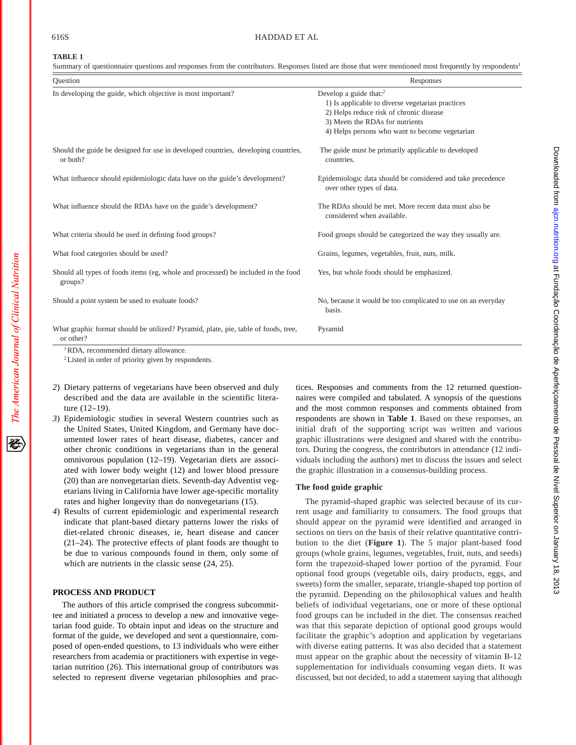**TABLE 1**

Summary of questionnaire questions and responses from the contributors. Responses listed are those that were mentioned most frequently by respondents[1]

| Question | Responses |
|---|---|
| In developing the guide, which objective is most important? | Develop a guide that:[2] 1) Is applicable to diverse vegetarian practices 2) Helps reduce risk of chronic disease 3) Meets the RDAs for nutrients 4) Helps persons who want to become vegetarian |
| Should the guide be designed for use in developed countries, developing countries, or both? | The guide must be primarily applicable to developed countries. |
| What influence should epidemiologic data have on the guide's development? | Epidemiologic data should be considered and take precedence over other types of data. |
| What influence should the RDAs have on the guide's development? | The RDAs should be met. More recent data must also be considered when available. |
| What criteria should be used in defining food groups? | Food groups should be categorized the way they usually are. |
| What food categories should be used? | Grains, legumes, vegetables, fruit, nuts, milk. |
| Should all types of foods items (eg, whole and processed) be included in the food groups? | Yes, but whole foods should be emphasized. |
| Should a point system be used to evaluate foods? | No, because it would be too complicated to use on an everyday basis. |
| What graphic format should be utilized? Pyramid, plate, pie, table of foods, tree, or other? | Pyramid |

[1] RDA, recommended dietary allowance.

[2] Listed in order of priority given by respondents.

2) Dietary patterns of vegetarians have been observed and duly described and the data are available in the scientific literature (12–19).
3) Epidemiologic studies in several Western countries such as the United States, United Kingdom, and Germany have documented lower rates of heart disease, diabetes, cancer and other chronic conditions in vegetarians than in the general omnivorous population (12–19). Vegetarian diets are associated with lower body weight (12) and lower blood pressure (20) than are nonvegetarian diets. Seventh-day Adventist vegetarians living in California have lower age-specific mortality rates and higher longevity than do nonvegetarians (15).
4) Results of current epidemiologic and experimental research indicate that plant-based dietary patterns lower the risks of diet-related chronic diseases, ie, heart disease and cancer (21–24). The protective effects of plant foods are thought to be due to various compounds found in them, only some of which are nutrients in the classic sense (24, 25).

## PROCESS AND PRODUCT

The authors of this article comprised the congress subcommittee and initiated a process to develop a new and innovative vegetarian food guide. To obtain input and ideas on the structure and format of the guide, we developed and sent a questionnaire, composed of open-ended questions, to 13 individuals who were either researchers from academia or practitioners with expertise in vegetarian nutrition (26). This international group of contributors was selected to represent diverse vegetarian philosophies and practices. Responses and comments from the 12 returned questionnaires were compiled and tabulated. A synopsis of the questions and the most common responses and comments obtained from respondents are shown in **Table 1**. Based on these responses, an initial draft of the supporting script was written and various graphic illustrations were designed and shared with the contributors. During the congress, the contributors in attendance (12 individuals including the authors) met to discuss the issues and select the graphic illustration in a consensus-building process.

### The food guide graphic

The pyramid-shaped graphic was selected because of its current usage and familiarity to consumers. The food groups that should appear on the pyramid were identified and arranged in sections on tiers on the basis of their relative quantitative contribution to the diet (**Figure 1**). The 5 major plant-based food groups (whole grains, legumes, vegetables, fruit, nuts, and seeds) form the trapezoid-shaped lower portion of the pyramid. Four optional food groups (vegetable oils, dairy products, eggs, and sweets) form the smaller, separate, triangle-shaped top portion of the pyramid. Depending on the philosophical values and health beliefs of individual vegetarians, one or more of these optional food groups can be included in the diet. The consensus reached was that this separate depiction of optional good groups would facilitate the graphic's adoption and application by vegetarians with diverse eating patterns. It was also decided that a statement must appear on the graphic about the necessity of vitamin B-12 supplementation for individuals consuming vegan diets. It was discussed, but not decided, to add a statement saying that although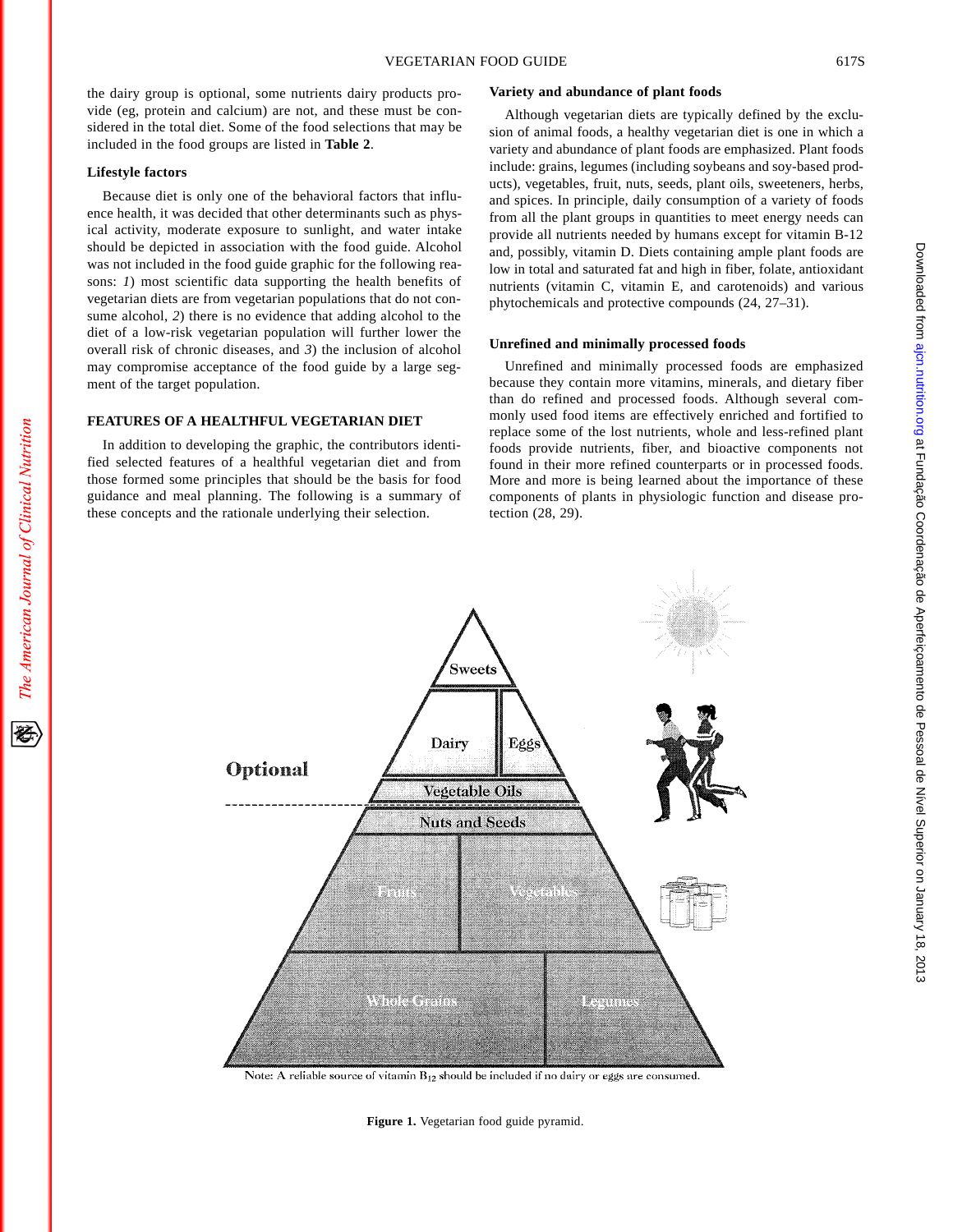the dairy group is optional, some nutrients dairy products provide (eg, protein and calcium) are not, and these must be considered in the total diet. Some of the food selections that may be included in the food groups are listed in **Table 2**.

### Lifestyle factors

Because diet is only one of the behavioral factors that influence health, it was decided that other determinants such as physical activity, moderate exposure to sunlight, and water intake should be depicted in association with the food guide. Alcohol was not included in the food guide graphic for the following reasons: *1*) most scientific data supporting the health benefits of vegetarian diets are from vegetarian populations that do not consume alcohol, *2*) there is no evidence that adding alcohol to the diet of a low-risk vegetarian population will further lower the overall risk of chronic diseases, and *3*) the inclusion of alcohol may compromise acceptance of the food guide by a large segment of the target population.

## FEATURES OF A HEALTHFUL VEGETARIAN DIET

In addition to developing the graphic, the contributors identified selected features of a healthful vegetarian diet and from those formed some principles that should be the basis for food guidance and meal planning. The following is a summary of these concepts and the rationale underlying their selection.

### Variety and abundance of plant foods

Although vegetarian diets are typically defined by the exclusion of animal foods, a healthy vegetarian diet is one in which a variety and abundance of plant foods are emphasized. Plant foods include: grains, legumes (including soybeans and soy-based products), vegetables, fruit, nuts, seeds, plant oils, sweeteners, herbs, and spices. In principle, daily consumption of a variety of foods from all the plant groups in quantities to meet energy needs can provide all nutrients needed by humans except for vitamin B-12 and, possibly, vitamin D. Diets containing ample plant foods are low in total and saturated fat and high in fiber, folate, antioxidant nutrients (vitamin C, vitamin E, and carotenoids) and various phytochemicals and protective compounds (24, 27–31).

### Unrefined and minimally processed foods

Unrefined and minimally processed foods are emphasized because they contain more vitamins, minerals, and dietary fiber than do refined and processed foods. Although several commonly used food items are effectively enriched and fortified to replace some of the lost nutrients, whole and less-refined plant foods provide nutrients, fiber, and bioactive components not found in their more refined counterparts or in processed foods. More and more is being learned about the importance of these components of plants in physiologic function and disease protection (28, 29).

Sweets
Dairy
Eggs
Optional
Vegetable Oils
Nuts and Seeds
Fruits
Vegetables
Whole Grains
Legumes

Note: A reliable source of vitamin $B_{12}$ should be included if no dairy or eggs are consumed.

**Figure 1.** Vegetarian food guide pyramid.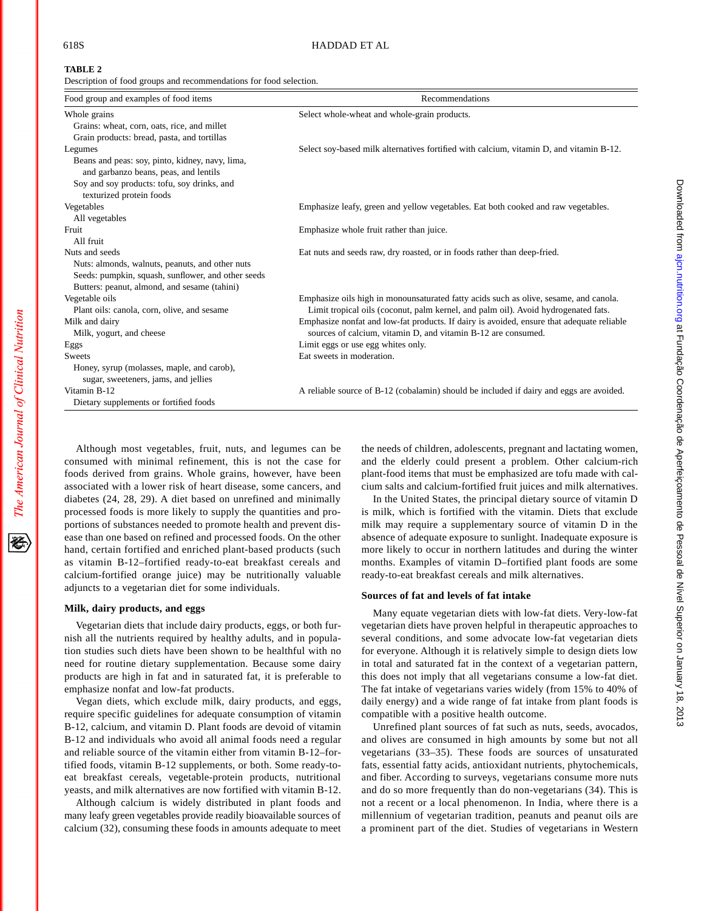**TABLE 2**
Description of food groups and recommendations for food selection.

| Food group and examples of food items | Recommendations |
|---|---|
| Whole grains | Select whole-wheat and whole-grain products. |
| Grains: wheat, corn, oats, rice, and millet | |
| Grain products: bread, pasta, and tortillas | |
| Legumes | Select soy-based milk alternatives fortified with calcium, vitamin D, and vitamin B-12. |
| Beans and peas: soy, pinto, kidney, navy, lima, and garbanzo beans, peas, and lentils | |
| Soy and soy products: tofu, soy drinks, and texturized protein foods | |
| Vegetables | Emphasize leafy, green and yellow vegetables. Eat both cooked and raw vegetables. |
| All vegetables | |
| Fruit | Emphasize whole fruit rather than juice. |
| All fruit | |
| Nuts and seeds | Eat nuts and seeds raw, dry roasted, or in foods rather than deep-fried. |
| Nuts: almonds, walnuts, peanuts, and other nuts | |
| Seeds: pumpkin, squash, sunflower, and other seeds | |
| Butters: peanut, almond, and sesame (tahini) | |
| Vegetable oils | Emphasize oils high in monounsaturated fatty acids such as olive, sesame, and canola. Limit tropical oils (coconut, palm kernel, and palm oil). Avoid hydrogenated fats. |
| Plant oils: canola, corn, olive, and sesame | |
| Milk and dairy | Emphasize nonfat and low-fat products. If dairy is avoided, ensure that adequate reliable sources of calcium, vitamin D, and vitamin B-12 are consumed. |
| Milk, yogurt, and cheese | |
| Eggs | Limit eggs or use egg whites only. |
| Sweets | Eat sweets in moderation. |
| Honey, syrup (molasses, maple, and carob), sugar, sweeteners, jams, and jellies | |
| Vitamin B-12 | A reliable source of B-12 (cobalamin) should be included if dairy and eggs are avoided. |
| Dietary supplements or fortified foods | |

Although most vegetables, fruit, nuts, and legumes can be consumed with minimal refinement, this is not the case for foods derived from grains. Whole grains, however, have been associated with a lower risk of heart disease, some cancers, and diabetes (24, 28, 29). A diet based on unrefined and minimally processed foods is more likely to supply the quantities and proportions of substances needed to promote health and prevent disease than one based on refined and processed foods. On the other hand, certain fortified and enriched plant-based products (such as vitamin B-12–fortified ready-to-eat breakfast cereals and calcium-fortified orange juice) may be nutritionally valuable adjuncts to a vegetarian diet for some individuals.

### Milk, dairy products, and eggs

Vegetarian diets that include dairy products, eggs, or both furnish all the nutrients required by healthy adults, and in population studies such diets have been shown to be healthful with no need for routine dietary supplementation. Because some dairy products are high in fat and in saturated fat, it is preferable to emphasize nonfat and low-fat products.

Vegan diets, which exclude milk, dairy products, and eggs, require specific guidelines for adequate consumption of vitamin B-12, calcium, and vitamin D. Plant foods are devoid of vitamin B-12 and individuals who avoid all animal foods need a regular and reliable source of the vitamin either from vitamin B-12–fortified foods, vitamin B-12 supplements, or both. Some ready-to-eat breakfast cereals, vegetable-protein products, nutritional yeasts, and milk alternatives are now fortified with vitamin B-12.

Although calcium is widely distributed in plant foods and many leafy green vegetables provide readily bioavailable sources of calcium (32), consuming these foods in amounts adequate to meet the needs of children, adolescents, pregnant and lactating women, and the elderly could present a problem. Other calcium-rich plant-food items that must be emphasized are tofu made with calcium salts and calcium-fortified fruit juices and milk alternatives. In the United States, the principal dietary source of vitamin D is milk, which is fortified with the vitamin. Diets that exclude milk may require a supplementary source of vitamin D in the absence of adequate exposure to sunlight. Inadequate exposure is more likely to occur in northern latitudes and during the winter months. Examples of vitamin D–fortified plant foods are some ready-to-eat breakfast cereals and milk alternatives.

### Sources of fat and levels of fat intake

Many equate vegetarian diets with low-fat diets. Very-low-fat vegetarian diets have proven helpful in therapeutic approaches to several conditions, and some advocate low-fat vegetarian diets for everyone. Although it is relatively simple to design diets low in total and saturated fat in the context of a vegetarian pattern, this does not imply that all vegetarians consume a low-fat diet. The fat intake of vegetarians varies widely (from 15% to 40% of daily energy) and a wide range of fat intake from plant foods is compatible with a positive health outcome.

Unrefined plant sources of fat such as nuts, seeds, avocados, and olives are consumed in high amounts by some but not all vegetarians (33–35). These foods are sources of unsaturated fats, essential fatty acids, antioxidant nutrients, phytochemicals, and fiber. According to surveys, vegetarians consume more nuts and do so more frequently than do non-vegetarians (34). This is not a recent or a local phenomenon. In India, where there is a millennium of vegetarian tradition, peanuts and peanut oils are a prominent part of the diet. Studies of vegetarians in Western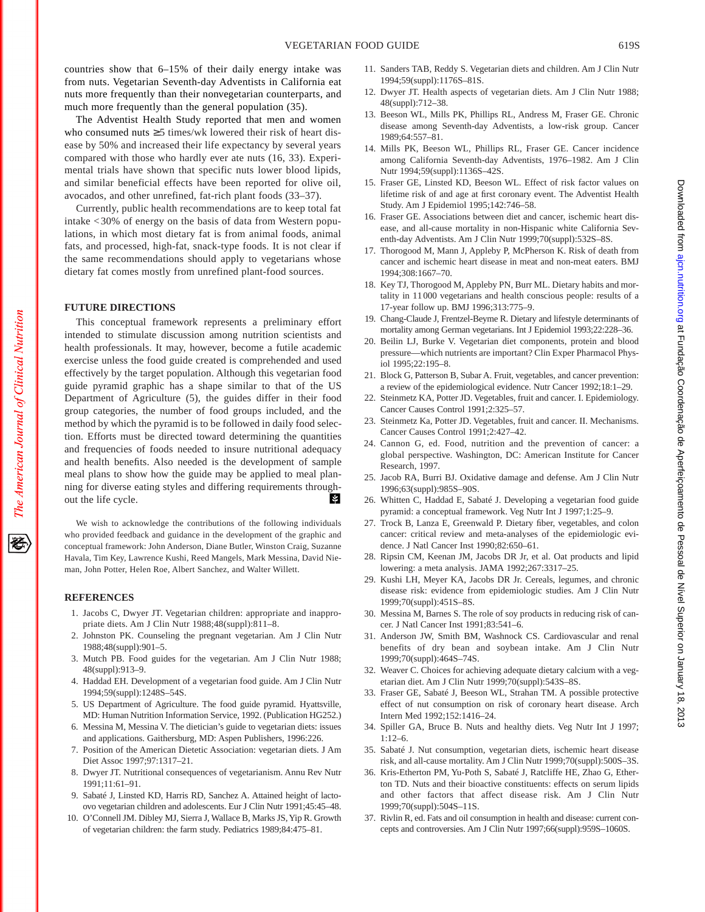countries show that 6–15% of their daily energy intake was from nuts. Vegetarian Seventh-day Adventists in California eat nuts more frequently than their nonvegetarian counterparts, and much more frequently than the general population (35).

The Adventist Health Study reported that men and women who consumed nuts ≥5 times/wk lowered their risk of heart disease by 50% and increased their life expectancy by several years compared with those who hardly ever ate nuts (16, 33). Experimental trials have shown that specific nuts lower blood lipids, and similar beneficial effects have been reported for olive oil, avocados, and other unrefined, fat-rich plant foods (33–37).

Currently, public health recommendations are to keep total fat intake <30% of energy on the basis of data from Western populations, in which most dietary fat is from animal foods, animal fats, and processed, high-fat, snack-type foods. It is not clear if the same recommendations should apply to vegetarians whose dietary fat comes mostly from unrefined plant-food sources.

## FUTURE DIRECTIONS

This conceptual framework represents a preliminary effort intended to stimulate discussion among nutrition scientists and health professionals. It may, however, become a futile academic exercise unless the food guide created is comprehended and used effectively by the target population. Although this vegetarian food guide pyramid graphic has a shape similar to that of the US Department of Agriculture (5), the guides differ in their food group categories, the number of food groups included, and the method by which the pyramid is to be followed in daily food selection. Efforts must be directed toward determining the quantities and frequencies of foods needed to insure nutritional adequacy and health benefits. Also needed is the development of sample meal plans to show how the guide may be applied to meal planning for diverse eating styles and differing requirements throughout the life cycle.

We wish to acknowledge the contributions of the following individuals who provided feedback and guidance in the development of the graphic and conceptual framework: John Anderson, Diane Butler, Winston Craig, Suzanne Havala, Tim Key, Lawrence Kushi, Reed Mangels, Mark Messina, David Nieman, John Potter, Helen Roe, Albert Sanchez, and Walter Willett.

## REFERENCES

1. Jacobs C, Dwyer JT. Vegetarian children: appropriate and inappropriate diets. Am J Clin Nutr 1988;48(suppl):811–8.
2. Johnston PK. Counseling the pregnant vegetarian. Am J Clin Nutr 1988;48(suppl):901–5.
3. Mutch PB. Food guides for the vegetarian. Am J Clin Nutr 1988; 48(suppl):913–9.
4. Haddad EH. Development of a vegetarian food guide. Am J Clin Nutr 1994;59(suppl):1248S–54S.
5. US Department of Agriculture. The food guide pyramid. Hyattsville, MD: Human Nutrition Information Service, 1992. (Publication HG252.)
6. Messina M, Messina V. The dietician's guide to vegetarian diets: issues and applications. Gaithersburg, MD: Aspen Publishers, 1996:226.
7. Position of the American Dietetic Association: vegetarian diets. J Am Diet Assoc 1997;97:1317–21.
8. Dwyer JT. Nutritional consequences of vegetarianism. Annu Rev Nutr 1991;11:61–91.
9. Sabaté J, Linsted KD, Harris RD, Sanchez A. Attained height of lacto-ovo vegetarian children and adolescents. Eur J Clin Nutr 1991;45:45–48.
10. O'Connell JM. Dibley MJ, Sierra J, Wallace B, Marks JS, Yip R. Growth of vegetarian children: the farm study. Pediatrics 1989;84:475–81.
11. Sanders TAB, Reddy S. Vegetarian diets and children. Am J Clin Nutr 1994;59(suppl):1176S–81S.
12. Dwyer JT. Health aspects of vegetarian diets. Am J Clin Nutr 1988; 48(suppl):712–38.
13. Beeson WL, Mills PK, Phillips RL, Andress M, Fraser GE. Chronic disease among Seventh-day Adventists, a low-risk group. Cancer 1989;64:557–81.
14. Mills PK, Beeson WL, Phillips RL, Fraser GE. Cancer incidence among California Seventh-day Adventists, 1976–1982. Am J Clin Nutr 1994;59(suppl):1136S–42S.
15. Fraser GE, Linsted KD, Beeson WL. Effect of risk factor values on lifetime risk of and age at first coronary event. The Adventist Health Study. Am J Epidemiol 1995;142:746–58.
16. Fraser GE. Associations between diet and cancer, ischemic heart disease, and all-cause mortality in non-Hispanic white California Seventh-day Adventists. Am J Clin Nutr 1999;70(suppl):532S–8S.
17. Thorogood M, Mann J, Appleby P, McPherson K. Risk of death from cancer and ischemic heart disease in meat and non-meat eaters. BMJ 1994;308:1667–70.
18. Key TJ, Thorogood M, Appleby PN, Burr ML. Dietary habits and mortality in 11 000 vegetarians and health conscious people: results of a 17-year follow up. BMJ 1996;313:775–9.
19. Chang-Claude J, Frentzel-Beyme R. Dietary and lifestyle determinants of mortality among German vegetarians. Int J Epidemiol 1993;22:228–36.
20. Beilin LJ, Burke V. Vegetarian diet components, protein and blood pressure—which nutrients are important? Clin Exper Pharmacol Physiol 1995;22:195–8.
21. Block G, Patterson B, Subar A. Fruit, vegetables, and cancer prevention: a review of the epidemiological evidence. Nutr Cancer 1992;18:1–29.
22. Steinmetz KA, Potter JD. Vegetables, fruit and cancer. I. Epidemiology. Cancer Causes Control 1991;2:325–57.
23. Steinmetz Ka, Potter JD. Vegetables, fruit and cancer. II. Mechanisms. Cancer Causes Control 1991;2:427–42.
24. Cannon G, ed. Food, nutrition and the prevention of cancer: a global perspective. Washington, DC: American Institute for Cancer Research, 1997.
25. Jacob RA, Burri BJ. Oxidative damage and defense. Am J Clin Nutr 1996;63(suppl):985S–90S.
26. Whitten C, Haddad E, Sabaté J. Developing a vegetarian food guide pyramid: a conceptual framework. Veg Nutr Int J 1997;1:25–9.
27. Trock B, Lanza E, Greenwald P. Dietary fiber, vegetables, and colon cancer: critical review and meta-analyses of the epidemiologic evidence. J Natl Cancer Inst 1990;82:650–61.
28. Ripsin CM, Keenan JM, Jacobs DR Jr, et al. Oat products and lipid lowering: a meta analysis. JAMA 1992;267:3317–25.
29. Kushi LH, Meyer KA, Jacobs DR Jr. Cereals, legumes, and chronic disease risk: evidence from epidemiologic studies. Am J Clin Nutr 1999;70(suppl):451S–8S.
30. Messina M, Barnes S. The role of soy products in reducing risk of cancer. J Natl Cancer Inst 1991;83:541–6.
31. Anderson JW, Smith BM, Washnock CS. Cardiovascular and renal benefits of dry bean and soybean intake. Am J Clin Nutr 1999;70(suppl):464S–74S.
32. Weaver C. Choices for achieving adequate dietary calcium with a vegetarian diet. Am J Clin Nutr 1999;70(suppl):543S–8S.
33. Fraser GE, Sabaté J, Beeson WL, Strahan TM. A possible protective effect of nut consumption on risk of coronary heart disease. Arch Intern Med 1992;152:1416–24.
34. Spiller GA, Bruce B. Nuts and healthy diets. Veg Nutr Int J 1997; 1:12–6.
35. Sabaté J. Nut consumption, vegetarian diets, ischemic heart disease risk, and all-cause mortality. Am J Clin Nutr 1999;70(suppl):500S–3S.
36. Kris-Etherton PM, Yu-Poth S, Sabaté J, Ratcliffe HE, Zhao G, Etherton TD. Nuts and their bioactive constituents: effects on serum lipids and other factors that affect disease risk. Am J Clin Nutr 1999;70(suppl):504S–11S.
37. Rivlin R, ed. Fats and oil consumption in health and disease: current concepts and controversies. Am J Clin Nutr 1997;66(suppl):959S–1060S.